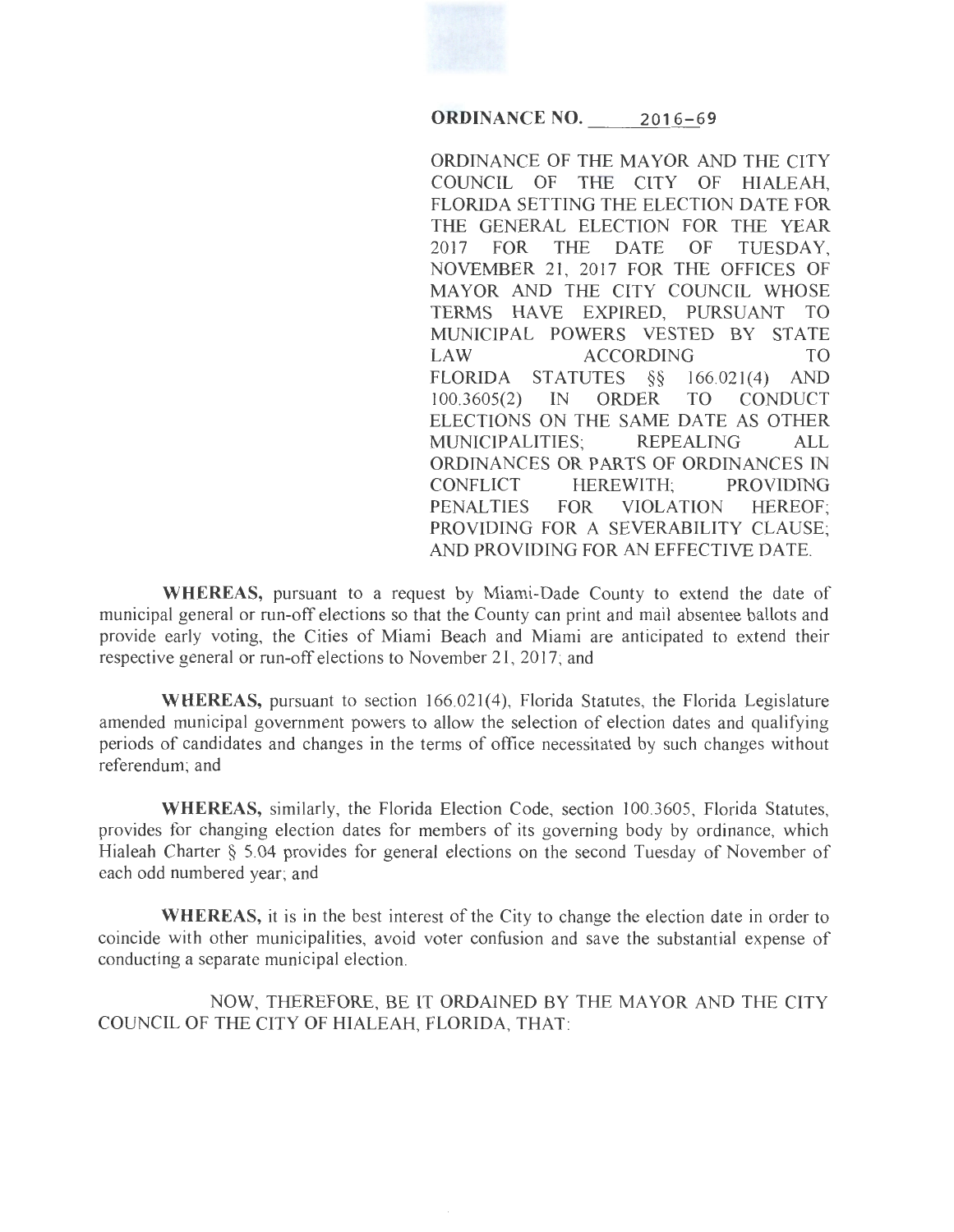**ORDINANCE NO. 2016-69**

ORDINANCE OF THE MAYOR AND THE CITY COUNCIL OF THE CITY OF HIALEAH, FLORIDA SETTING THE ELECTION DATE FOR THE GENERAL ELECTION FOR THE YEAR 2017 FOR THE DATE OF TUESDAY, NOVEMBER 21, 2017 FOR THE OFFICES OF MAYOR AND THE CITY COUNCIL WHOSE TERMS HAVE EXPIRED, PURSUANT TO MUNICIPAL POWERS VESTED BY STATE LAW ACCORDING TO FLORIDA STATUTES §§ 166.021(4) AND 100.3605(2) IN ORDER TO CONDUCT ELECTIONS ON THE SAME DATE AS OTHER MUNICIPALITIES; REPEALING ALL ORDINANCES OR PARTS OF ORDINANCES IN CONFLICT HEREWITH; PROVIDING PENALTIES FOR VIOLATION HEREOF; PROVIDING FOR A SEVERABILITY CLAUSE; AND PROVIDING FOR AN EFFECTIVE DATE.

**WHEREAS,** pursuant to a request by Miami-Dade County to extend the date of municipal general or run-off elections so that the County can print and mail absentee ballots and provide early voting, the Cities of Miami Beach and Miami are anticipated to extend their respective general or run-off elections to November 21, 2017; and

**WHEREAS,** pursuant to section 166.021(4), Florida Statutes, the Florida Legislature amended municipal government powers to allow the selection of election dates and qualifying periods of candidates and changes in the terms of office necessitated by such changes without referendum; and

**WHEREAS,** similarly, the Florida Election Code, section 100.3605, Florida Statutes, provides for changing election dates for members of its governing body by ordinance, which Hialeah Charter § 5.04 provides for general elections on the second Tuesday of November of each odd numbered year; and

**WHEREAS,** it is in the best interest of the City to change the election date in order to coincide with other municipalities, avoid voter confusion and save the substantial expense of conducting a separate municipal election.

NOW, THEREFORE, BE IT ORDAINED BY THE MAYOR AND THE CITY COUNCIL OF THE CITY OF HIALEAH, FLORIDA, THAT: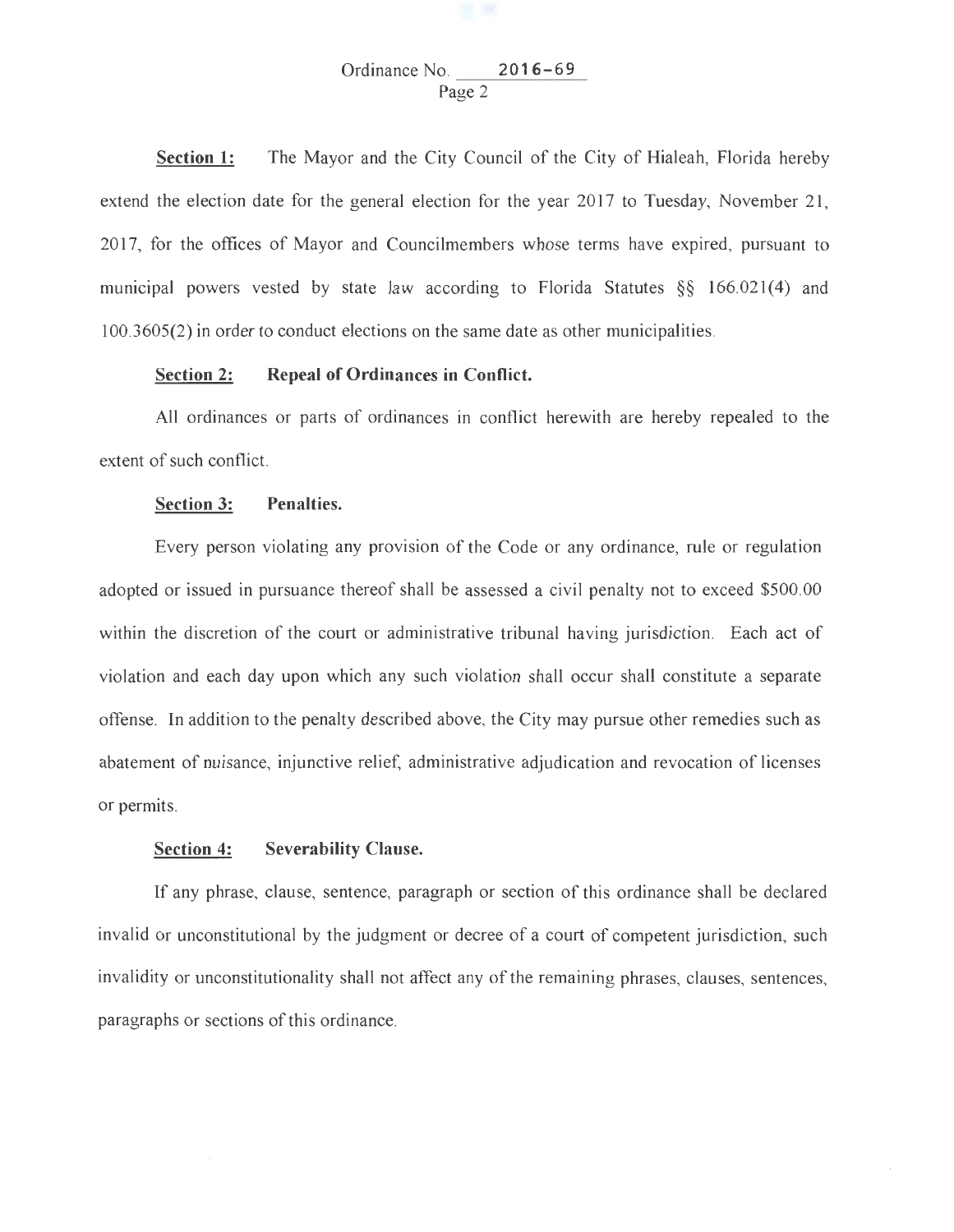**Section 1:** The Mayor and the City Council of the City of Hialeah, Florida hereby extend the election date for the general election for the year 2017 to Tuesday, November 21, 2017, for the offices of Mayor and Councilmembers whose terms have expired, pursuant to municipal powers vested by state law according to Florida Statutes §§ 166.021(4) and 100.3605(2) in order to conduct elections on the same date as other municipalities.

**Section 2: Repeal of Ordinances in Conflict.**

All ordinances or parts of ordinances in conflict herewith are hereby repealed to the extent of such conflict.

**Section 3: Penalties.**

Every person violating any provision of the Code or any ordinance, rule or regulation adopted or issued in pursuance thereof shall be assessed a civil penalty not to exceed $500.00 within the discretion of the court or administrative tribunal having jurisdiction. Each act of violation and each day upon which any such violation shall occur shall constitute a separate offense. In addition to the penalty described above, the City may pursue other remedies such as abatement of nuisance, injunctive relief, administrative adjudication and revocation of licenses or permits.

**Section 4: Severability Clause.**

If any phrase, clause, sentence, paragraph or section of this ordinance shall be declared invalid or unconstitutional by the judgment or decree of a court of competent jurisdiction, such invalidity or unconstitutionality shall not affect any of the remaining phrases, clauses, sentences, paragraphs or sections of this ordinance.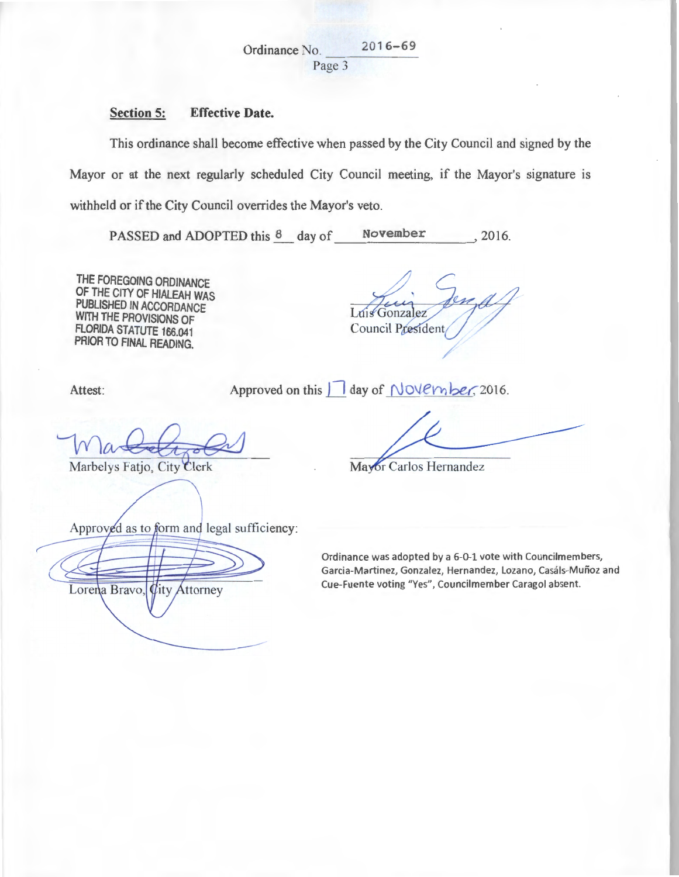Ordinance No. 2016-69

**Section 5: Effective Date.**

This ordinance shall become effective when passed by the City Council and signed by the Mayor or at the next regularly scheduled City Council meeting, if the Mayor's signature is withheld or if the City Council overrides the Mayor's veto.

PASSED and ADOPTED this 8 day of November, 2016.

THE FOREGOING ORDINANCE OF THE CITY OF HIALEAH WAS PUBLISHED IN ACCORDANCE WITH THE PROVISIONS OF FLORIDA STATUTE 166.041 PRIOR TO FINAL READING.

Luis Gonzalez
Council President

Attest:

Approved on this 17 day of November, 2016.

Marbelys Fatjo, City Clerk

Mayor Carlos Hernandez

Approved as to form and legal sufficiency:

Lorena Bravo, City Attorney

Ordinance was adopted by a 6-0-1 vote with Councilmembers, Garcia-Martinez, Gonzalez, Hernandez, Lozano, Casáls-Muñoz and Cue-Fuente voting "Yes", Councilmember Caragol absent.